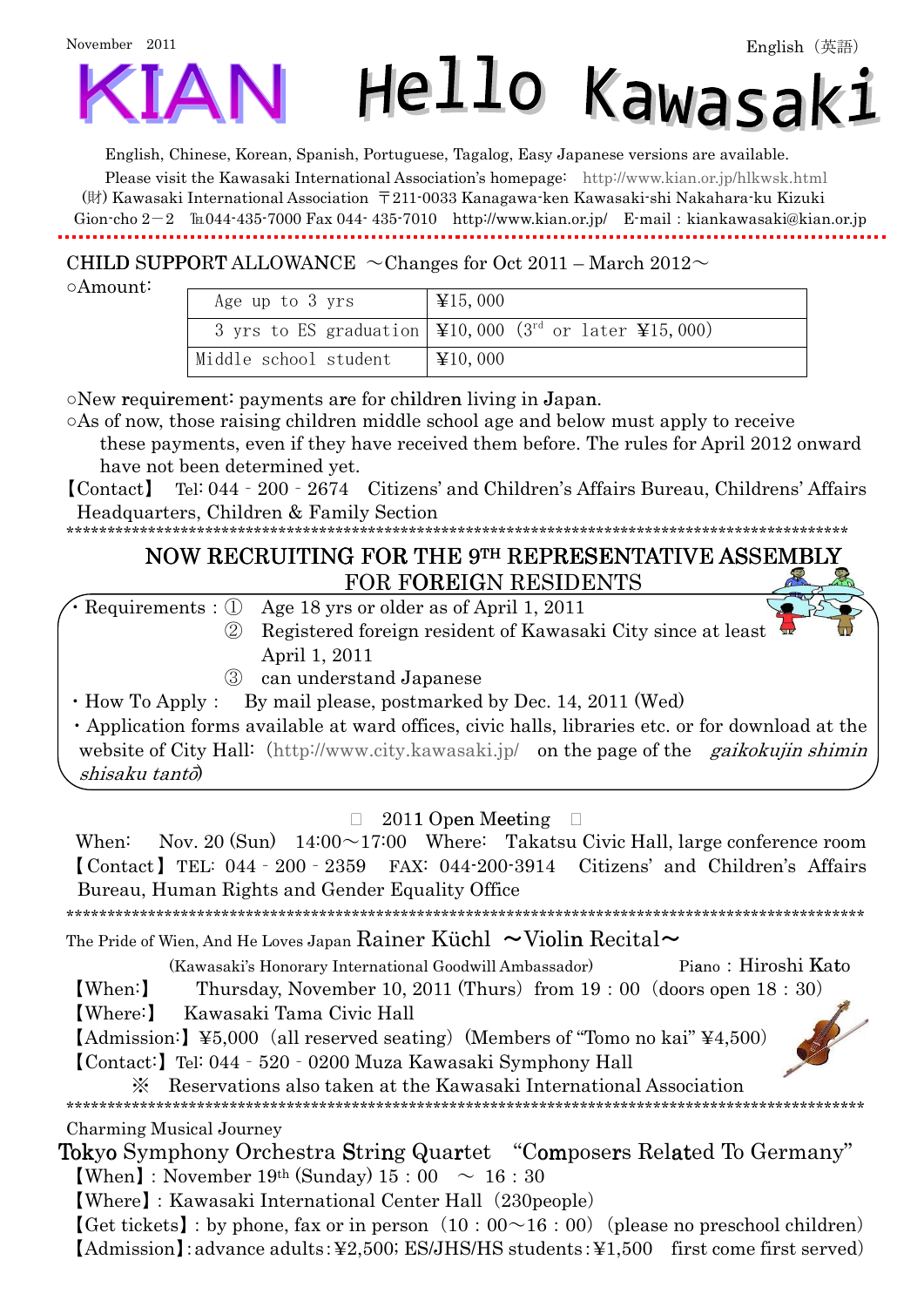November 2011

English（英語）

# KIAN Hello Kawasaki

English, Chinese, Korean, Spanish, Portuguese, Tagalog, Easy Japanese versions are available.

Please visit the Kawasaki International Association's homepage: http://www.kian.or.jp/hlkwsk.html

(財) Kawasaki International Association 〒211-0033 Kanagawa-ken Kawasaki-shi Nakahara-ku Kizuki Gion-cho 2－2 ℡044-435-7000 Fax 044- 435-7010 http://www.kian.or.jp/ E-mail : kiankawasaki@kian.or.jp

## CHILD SUPPORT ALLOWANCE ～Changes for Oct 2011 – March 2012～

○Amount:

| | |
|---|---|
| Age up to 3 yrs | ¥15, 000 |
| 3 yrs to ES graduation | ¥10, 000 (3rd or later ¥15, 000) |
| Middle school student | ¥10, 000 |

○New requirement: payments are for children living in Japan.

○As of now, those raising children middle school age and below must apply to receive these payments, even if they have received them before. The rules for April 2012 onward have not been determined yet.

【Contact】 Tel: 044 - 200 - 2674 Citizens' and Children's Affairs Bureau, Childrens' Affairs Headquarters, Children & Family Section

******************************************************************************************************

## NOW RECRUITING FOR THE 9TH REPRESENTATIVE ASSEMBLY FOR FOREIGN RESIDENTS

・Requirements : ① Age 18 yrs or older as of April 1, 2011
② Registered foreign resident of Kawasaki City since at least April 1, 2011
③ can understand Japanese

・How To Apply : By mail please, postmarked by Dec. 14, 2011 (Wed)

・Application forms available at ward offices, civic halls, libraries etc. or for download at the website of City Hall: (http://www.city.kawasaki.jp/ on the page of the *gaikokujin shimin shisaku tantō*)

□ 2011 Open Meeting □

When: Nov. 20 (Sun) 14:00～17:00 Where: Takatsu Civic Hall, large conference room

【Contact】TEL: 044 - 200 - 2359 FAX: 044-200-3914 Citizens' and Children's Affairs Bureau, Human Rights and Gender Equality Office

******************************************************************************************************

## The Pride of Wien, And He Loves Japan Rainer Küchl ～Violin Recital～

(Kawasaki's Honorary International Goodwill Ambassador) Piano : Hiroshi Kato

【When:】 Thursday, November 10, 2011 (Thurs) from 19 : 00 (doors open 18 : 30)

【Where:】 Kawasaki Tama Civic Hall

【Admission:】¥5,000 (all reserved seating) (Members of "Tomo no kai" ¥4,500)

【Contact:】Tel: 044 - 520 - 0200 Muza Kawasaki Symphony Hall

※ Reservations also taken at the Kawasaki International Association

******************************************************************************************************

Charming Musical Journey

## Tokyo Symphony Orchestra String Quartet "Composers Related To Germany"

【When】: November 19th (Sunday) 15 : 00 ～ 16 : 30

【Where】: Kawasaki International Center Hall (230people)

【Get tickets】: by phone, fax or in person (10 : 00～16 : 00) (please no preschool children)

【Admission】: advance adults : ¥2,500; ES/JHS/HS students : ¥1,500 first come first served)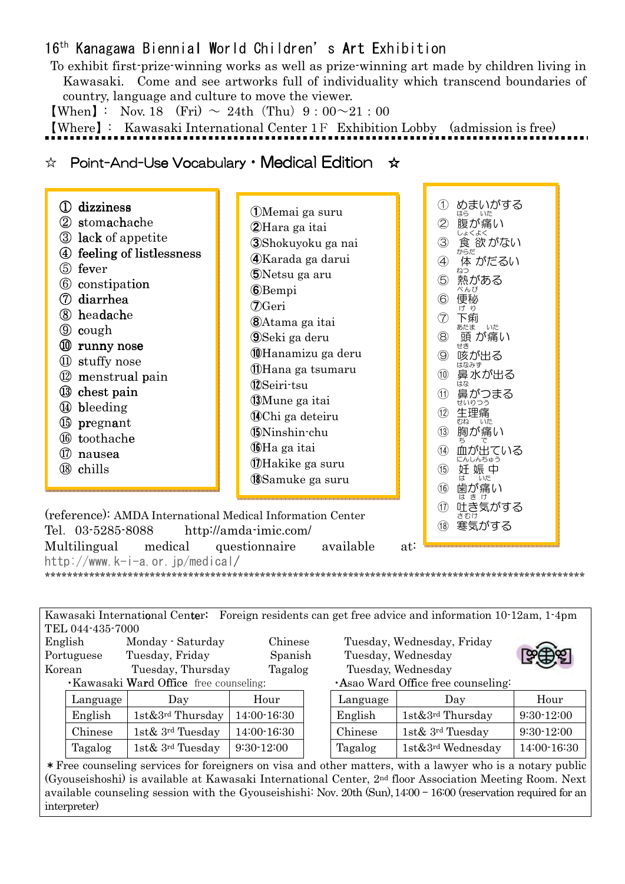## 16th Kanagawa Biennial World Children's Art Exhibition

To exhibit first-prize-winning works as well as prize-winning art made by children living in Kawasaki. Come and see artworks full of individuality which transcend boundaries of country, language and culture to move the viewer.

【When】: Nov. 18 (Fri) ~ 24th (Thu) 9：00~21：00

【Where】: Kawasaki International Center 1F Exhibition Lobby (admission is free)

## ☆ Point-And-Use Vocabulary・Medical Edition ☆

| English | Romaji | Japanese |
|---|---|---|
| ① **dizziness** | ①Memai ga suru | ① めまいがする |
| ② stomachache | ②Hara ga itai | ② 腹が痛い |
| ③ lack of appetite | ③Shokuyoku ga nai | ③ 食欲がない |
| ④ **feeling of listlessness** | ④Karada ga darui | ④ 体がだるい |
| ⑤ fever | ⑤Netsu ga aru | ⑤ 熱がある |
| ⑥ constipation | ⑥Bempi | ⑥ 便秘 |
| ⑦ diarrhea | ⑦Geri | ⑦ 下痢 |
| ⑧ headache | ⑧Atama ga itai | ⑧ 頭が痛い |
| ⑨ cough | ⑨Seki ga deru | ⑨ 咳が出る |
| ⑩ **runny nose** | ⑩Hanamizu ga deru | ⑩ 鼻水が出る |
| ⑪ stuffy nose | ⑪Hana ga tsumaru | ⑪ 鼻がつまる |
| ⑫ menstrual pain | ⑫Seiri-tsu | ⑫ 生理痛 |
| ⑬ **chest pain** | ⑬Mune ga itai | ⑬ 胸が痛い |
| ⑭ bleeding | ⑭Chi ga deteiru | ⑭ 血が出ている |
| ⑮ pregnant | ⑮Ninshin-chu | ⑮ 妊娠中 |
| ⑯ toothache | ⑯Ha ga itai | ⑯ 歯が痛い |
| ⑰ nausea | ⑰Hakike ga suru | ⑰ 吐き気がする |
| ⑱ chills | ⑱Samuke ga suru | ⑱ 寒気がする |

(reference): AMDA International Medical Information Center
Tel. 03-5285-8088 http://amda-imic.com/
Multilingual medical questionnaire available at: http://www.k-i-a.or.jp/medical/

---

Kawasaki International Center: Foreign residents can get free advice and information 10-12am, 1-4pm
TEL 044-435-7000

| Language | Days | Language | Days |
|---|---|---|---|
| English | Monday - Saturday | Chinese | Tuesday, Wednesday, Friday |
| Portuguese | Tuesday, Friday | Spanish | Tuesday, Wednesday |
| Korean | Tuesday, Thursday | Tagalog | Tuesday, Wednesday |

・Kawasaki Ward Office free counseling:

| Language | Day | Hour |
|---|---|---|
| English | 1st&3rd Thursday | 14:00-16:30 |
| Chinese | 1st& 3rd Tuesday | 14:00-16:30 |
| Tagalog | 1st& 3rd Tuesday | 9:30-12:00 |

・Asao Ward Office free counseling:

| Language | Day | Hour |
|---|---|---|
| English | 1st&3rd Thursday | 9:30-12:00 |
| Chinese | 1st& 3rd Tuesday | 9:30-12:00 |
| Tagalog | 1st&3rd Wednesday | 14:00-16:30 |

＊Free counseling services for foreigners on visa and other matters, with a lawyer who is a notary public (Gyouseishoshi) is available at Kawasaki International Center, 2nd floor Association Meeting Room. Next available counseling session with the Gyouseishishi: Nov. 20th (Sun), 14:00 – 16:00 (reservation required for an interpreter)